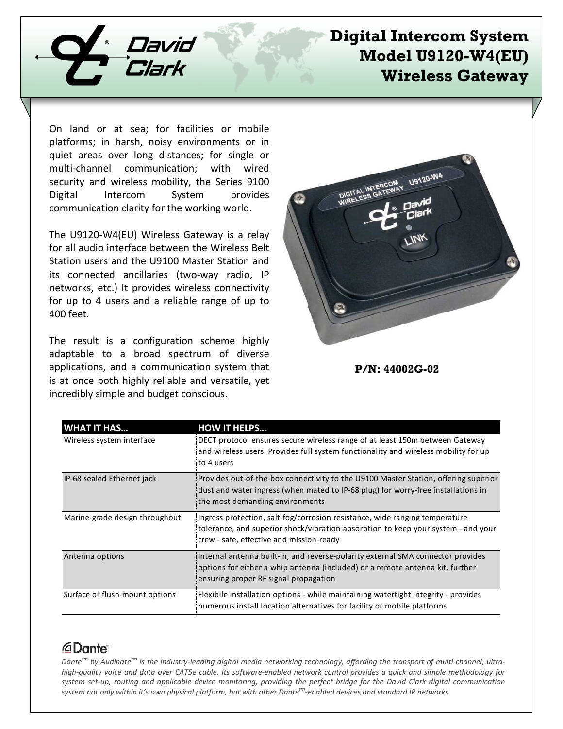# Digital Intercom System
# Model U9120-W4(EU)
# Wireless Gateway

On land or at sea; for facilities or mobile platforms; in harsh, noisy environments or in quiet areas over long distances; for single or multi-channel communication; with wired security and wireless mobility, the Series 9100 Digital Intercom System provides communication clarity for the working world.

The U9120-W4(EU) Wireless Gateway is a relay for all audio interface between the Wireless Belt Station users and the U9100 Master Station and its connected ancillaries (two-way radio, IP networks, etc.) It provides wireless connectivity for up to 4 users and a reliable range of up to 400 feet.

The result is a configuration scheme highly adaptable to a broad spectrum of diverse applications, and a communication system that is at once both highly reliable and versatile, yet incredibly simple and budget conscious.

**P/N: 44002G-02**

| WHAT IT HAS… | HOW IT HELPS… |
|---|---|
| Wireless system interface | DECT protocol ensures secure wireless range of at least 150m between Gateway and wireless users. Provides full system functionality and wireless mobility for up to 4 users |
| IP-68 sealed Ethernet jack | Provides out-of-the-box connectivity to the U9100 Master Station, offering superior dust and water ingress (when mated to IP-68 plug) for worry-free installations in the most demanding environments |
| Marine-grade design throughout | Ingress protection, salt-fog/corrosion resistance, wide ranging temperature tolerance, and superior shock/vibration absorption to keep your system - and your crew - safe, effective and mission-ready |
| Antenna options | Internal antenna built-in, and reverse-polarity external SMA connector provides options for either a whip antenna (included) or a remote antenna kit, further ensuring proper RF signal propagation |
| Surface or flush-mount options | Flexibile installation options - while maintaining watertight integrity - provides numerous install location alternatives for facility or mobile platforms |

**Dante™**

*Dante[tm] by Audinate[tm] is the industry-leading digital media networking technology, affording the transport of multi-channel, ultra-high-quality voice and data over CAT5e cable. Its software-enabled network control provides a quick and simple methodology for system set-up, routing and applicable device monitoring, providing the perfect bridge for the David Clark digital communication system not only within it's own physical platform, but with other Dante[tm]-enabled devices and standard IP networks.*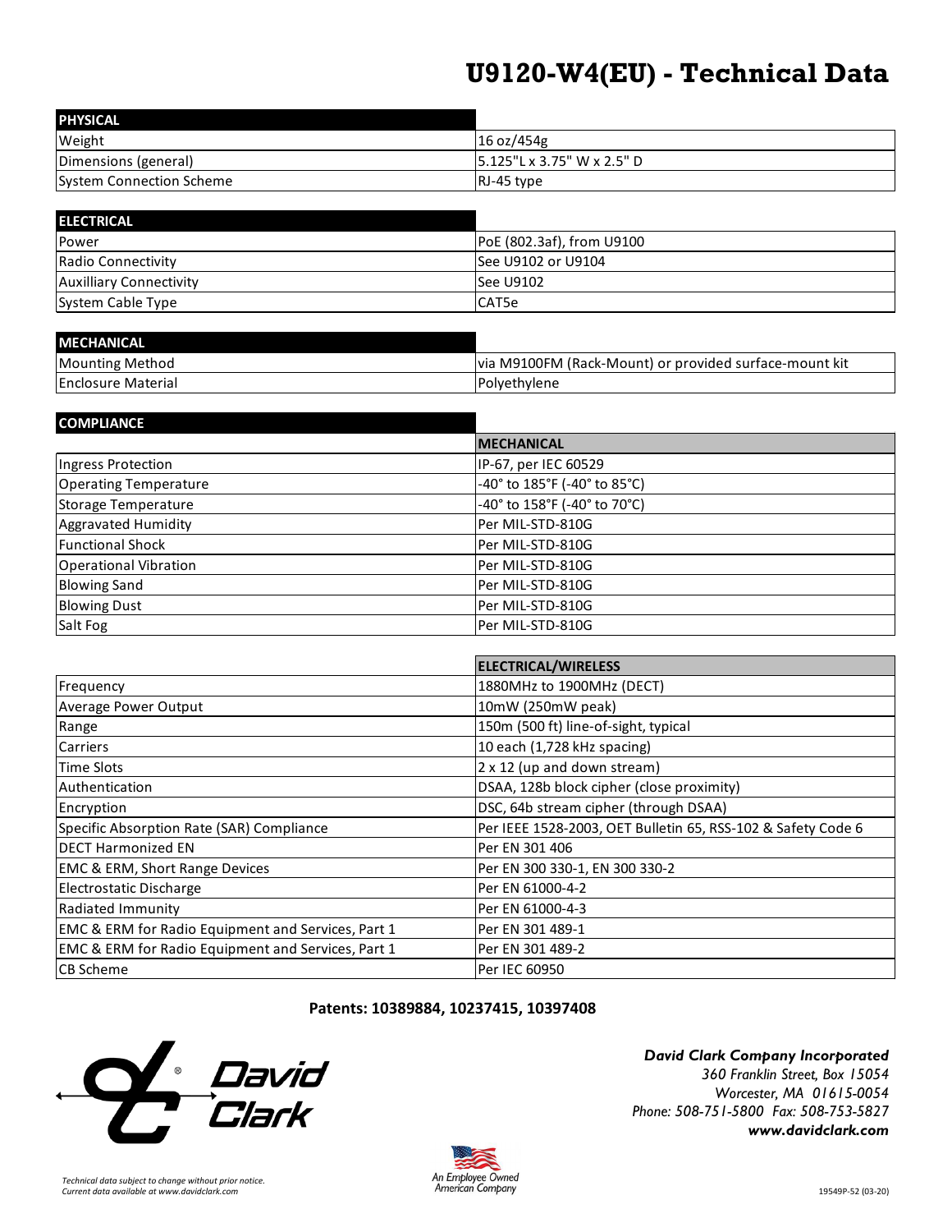# U9120-W4(EU) - Technical Data

| PHYSICAL | |
|---|---|
| Weight | 16 oz/454g |
| Dimensions (general) | 5.125"L x 3.75" W x 2.5" D |
| System Connection Scheme | RJ-45 type |

| ELECTRICAL | |
|---|---|
| Power | PoE (802.3af), from U9100 |
| Radio Connectivity | See U9102 or U9104 |
| Auxilliary Connectivity | See U9102 |
| System Cable Type | CAT5e |

| MECHANICAL | |
|---|---|
| Mounting Method | via M9100FM (Rack-Mount) or provided surface-mount kit |
| Enclosure Material | Polyethylene |

| COMPLIANCE | |
|---|---|
| | **MECHANICAL** |
| Ingress Protection | IP-67, per IEC 60529 |
| Operating Temperature | -40° to 185°F (-40° to 85°C) |
| Storage Temperature | -40° to 158°F (-40° to 70°C) |
| Aggravated Humidity | Per MIL-STD-810G |
| Functional Shock | Per MIL-STD-810G |
| Operational Vibration | Per MIL-STD-810G |
| Blowing Sand | Per MIL-STD-810G |
| Blowing Dust | Per MIL-STD-810G |
| Salt Fog | Per MIL-STD-810G |

| | ELECTRICAL/WIRELESS |
|---|---|
| Frequency | 1880MHz to 1900MHz (DECT) |
| Average Power Output | 10mW (250mW peak) |
| Range | 150m (500 ft) line-of-sight, typical |
| Carriers | 10 each (1,728 kHz spacing) |
| Time Slots | 2 x 12 (up and down stream) |
| Authentication | DSAA, 128b block cipher (close proximity) |
| Encryption | DSC, 64b stream cipher (through DSAA) |
| Specific Absorption Rate (SAR) Compliance | Per IEEE 1528-2003, OET Bulletin 65, RSS-102 & Safety Code 6 |
| DECT Harmonized EN | Per EN 301 406 |
| EMC & ERM, Short Range Devices | Per EN 300 330-1, EN 300 330-2 |
| Electrostatic Discharge | Per EN 61000-4-2 |
| Radiated Immunity | Per EN 61000-4-3 |
| EMC & ERM for Radio Equipment and Services, Part 1 | Per EN 301 489-1 |
| EMC & ERM for Radio Equipment and Services, Part 1 | Per EN 301 489-2 |
| CB Scheme | Per IEC 60950 |

**Patents: 10389884, 10237415, 10397408**

David Clark

***David Clark Company Incorporated***
*360 Franklin Street, Box 15054*
*Worcester, MA 01615-0054*
*Phone: 508-751-5800 Fax: 508-753-5827*
***www.davidclark.com***

*Technical data subject to change without prior notice.*
*Current data available at www.davidclark.com*

An Employee Owned American Company

19549P-52 (03-20)